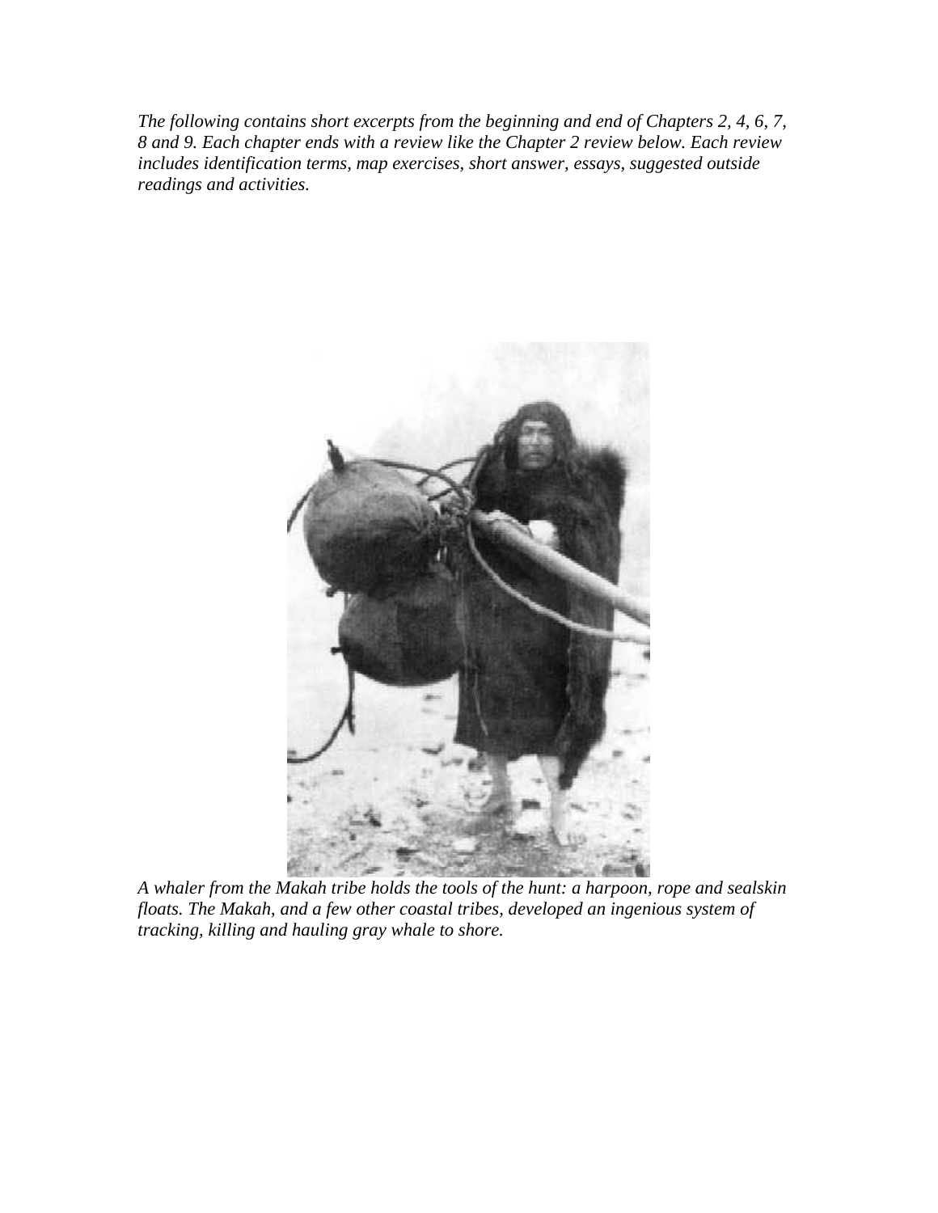*The following contains short excerpts from the beginning and end of Chapters 2, 4, 6, 7, 8 and 9. Each chapter ends with a review like the Chapter 2 review below. Each review includes identification terms, map exercises, short answer, essays, suggested outside readings and activities.*

*A whaler from the Makah tribe holds the tools of the hunt: a harpoon, rope and sealskin floats. The Makah, and a few other coastal tribes, developed an ingenious system of tracking, killing and hauling gray whale to shore.*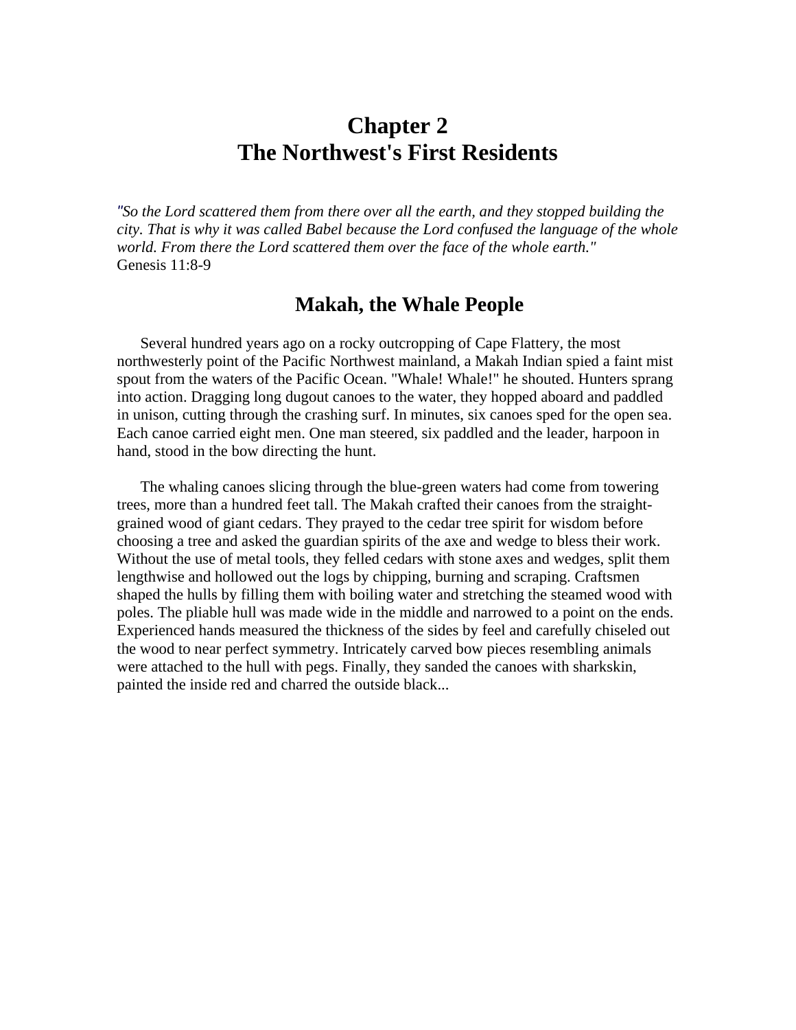# Chapter 2
# The Northwest's First Residents

*"So the Lord scattered them from there over all the earth, and they stopped building the city. That is why it was called Babel because the Lord confused the language of the whole world. From there the Lord scattered them over the face of the whole earth."*
Genesis 11:8-9

## Makah, the Whale People

Several hundred years ago on a rocky outcropping of Cape Flattery, the most northwesterly point of the Pacific Northwest mainland, a Makah Indian spied a faint mist spout from the waters of the Pacific Ocean. "Whale! Whale!" he shouted. Hunters sprang into action. Dragging long dugout canoes to the water, they hopped aboard and paddled in unison, cutting through the crashing surf. In minutes, six canoes sped for the open sea. Each canoe carried eight men. One man steered, six paddled and the leader, harpoon in hand, stood in the bow directing the hunt.

The whaling canoes slicing through the blue-green waters had come from towering trees, more than a hundred feet tall. The Makah crafted their canoes from the straight-grained wood of giant cedars. They prayed to the cedar tree spirit for wisdom before choosing a tree and asked the guardian spirits of the axe and wedge to bless their work. Without the use of metal tools, they felled cedars with stone axes and wedges, split them lengthwise and hollowed out the logs by chipping, burning and scraping. Craftsmen shaped the hulls by filling them with boiling water and stretching the steamed wood with poles. The pliable hull was made wide in the middle and narrowed to a point on the ends. Experienced hands measured the thickness of the sides by feel and carefully chiseled out the wood to near perfect symmetry. Intricately carved bow pieces resembling animals were attached to the hull with pegs. Finally, they sanded the canoes with sharkskin, painted the inside red and charred the outside black...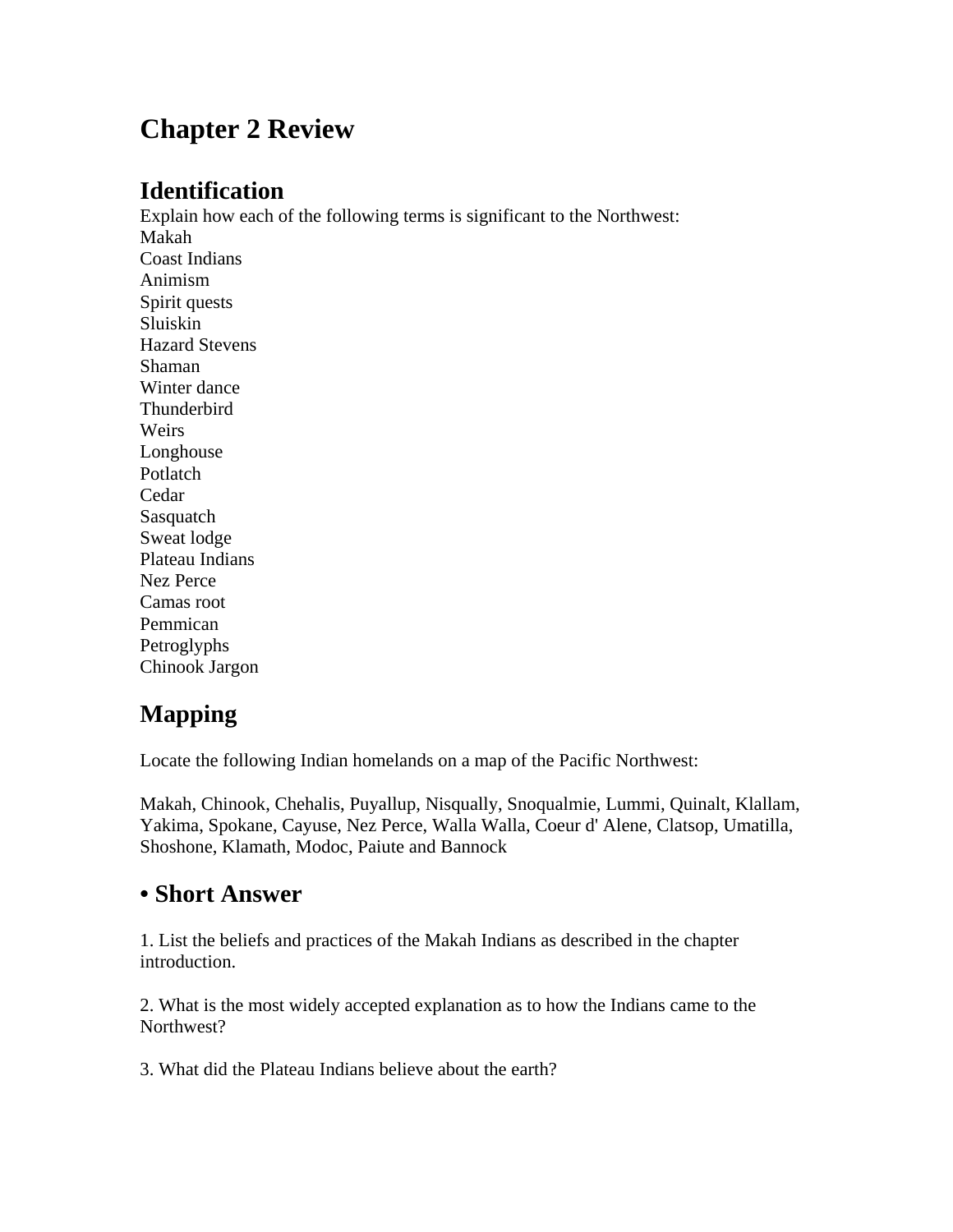# Chapter 2 Review

## Identification

Explain how each of the following terms is significant to the Northwest:

Makah
Coast Indians
Animism
Spirit quests
Sluiskin
Hazard Stevens
Shaman
Winter dance
Thunderbird
Weirs
Longhouse
Potlatch
Cedar
Sasquatch
Sweat lodge
Plateau Indians
Nez Perce
Camas root
Pemmican
Petroglyphs
Chinook Jargon

## Mapping

Locate the following Indian homelands on a map of the Pacific Northwest:

Makah, Chinook, Chehalis, Puyallup, Nisqually, Snoqualmie, Lummi, Quinalt, Klallam, Yakima, Spokane, Cayuse, Nez Perce, Walla Walla, Coeur d' Alene, Clatsop, Umatilla, Shoshone, Klamath, Modoc, Paiute and Bannock

## • Short Answer

1. List the beliefs and practices of the Makah Indians as described in the chapter introduction.

2. What is the most widely accepted explanation as to how the Indians came to the Northwest?

3. What did the Plateau Indians believe about the earth?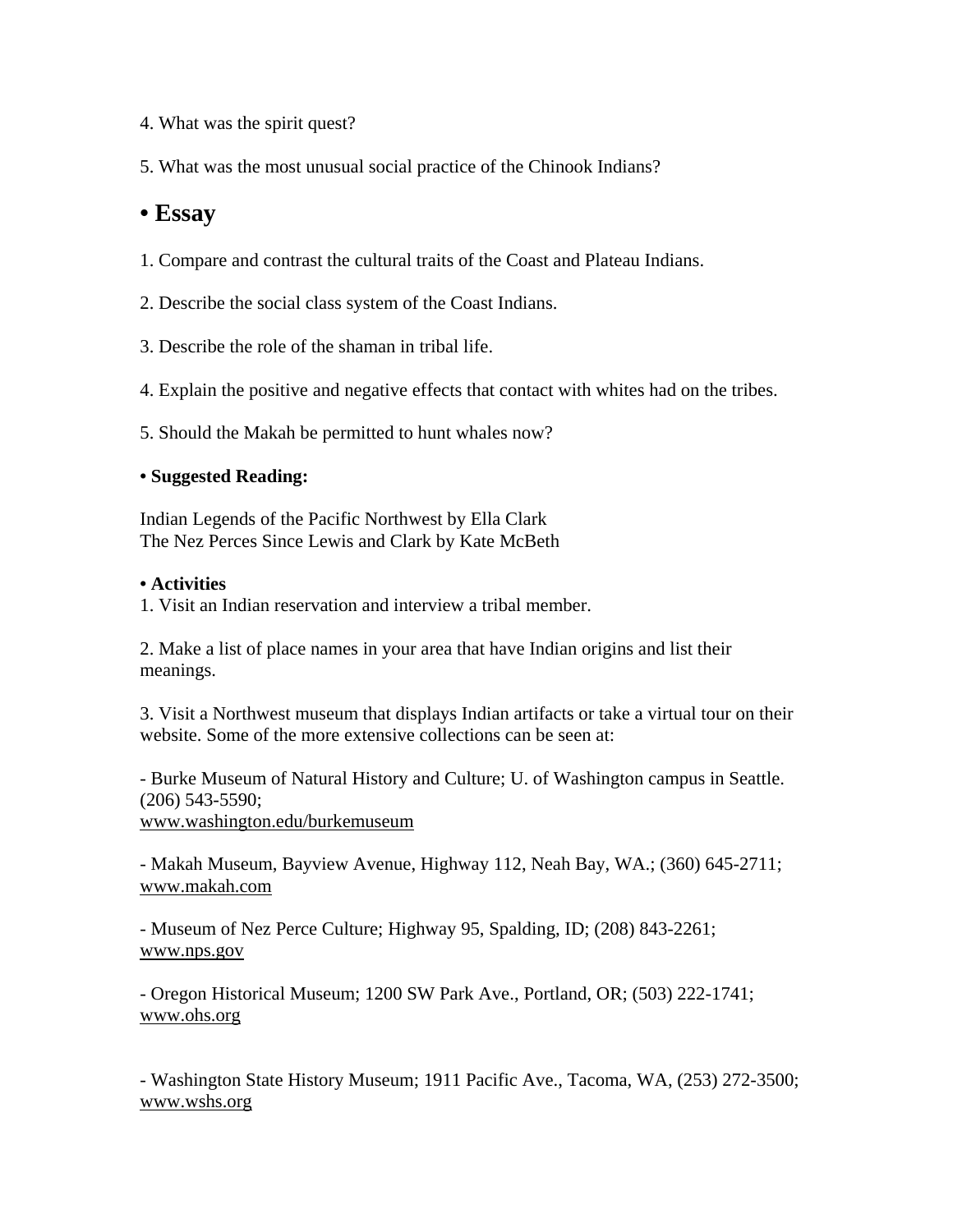4. What was the spirit quest?

5. What was the most unusual social practice of the Chinook Indians?

## • Essay

1. Compare and contrast the cultural traits of the Coast and Plateau Indians.

2. Describe the social class system of the Coast Indians.

3. Describe the role of the shaman in tribal life.

4. Explain the positive and negative effects that contact with whites had on the tribes.

5. Should the Makah be permitted to hunt whales now?

**• Suggested Reading:**

Indian Legends of the Pacific Northwest by Ella Clark
The Nez Perces Since Lewis and Clark by Kate McBeth

**• Activities**

1. Visit an Indian reservation and interview a tribal member.

2. Make a list of place names in your area that have Indian origins and list their meanings.

3. Visit a Northwest museum that displays Indian artifacts or take a virtual tour on their website. Some of the more extensive collections can be seen at:

- Burke Museum of Natural History and Culture; U. of Washington campus in Seattle. (206) 543-5590;
www.washington.edu/burkemuseum

- Makah Museum, Bayview Avenue, Highway 112, Neah Bay, WA.; (360) 645-2711;
www.makah.com

- Museum of Nez Perce Culture; Highway 95, Spalding, ID; (208) 843-2261;
www.nps.gov

- Oregon Historical Museum; 1200 SW Park Ave., Portland, OR; (503) 222-1741;
www.ohs.org

- Washington State History Museum; 1911 Pacific Ave., Tacoma, WA, (253) 272-3500;
www.wshs.org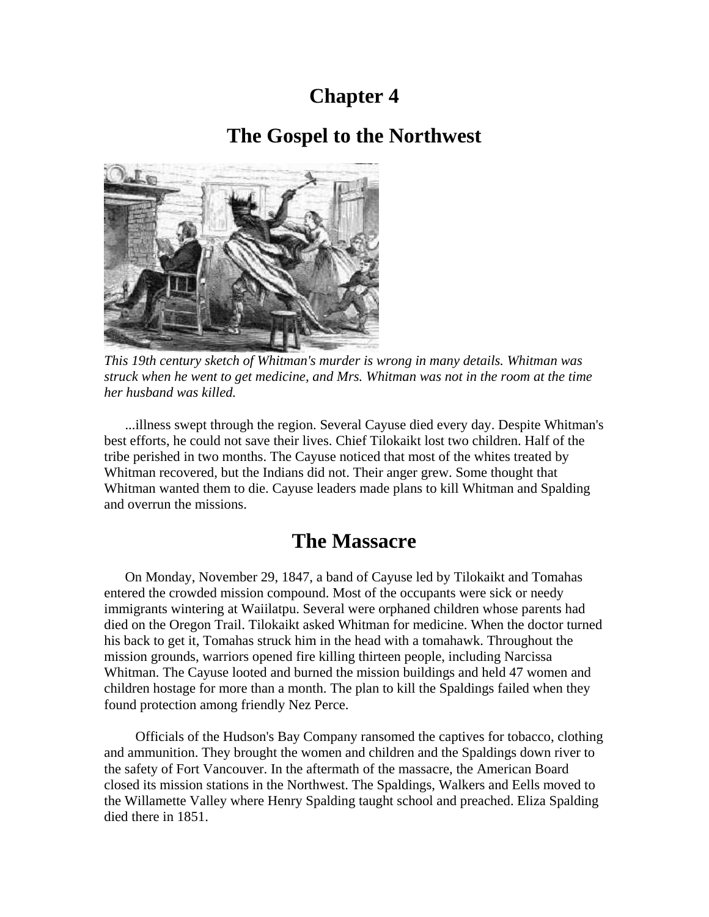# Chapter 4

# The Gospel to the Northwest

*This 19th century sketch of Whitman's murder is wrong in many details. Whitman was struck when he went to get medicine, and Mrs. Whitman was not in the room at the time her husband was killed.*

...illness swept through the region. Several Cayuse died every day. Despite Whitman's best efforts, he could not save their lives. Chief Tilokaikt lost two children. Half of the tribe perished in two months. The Cayuse noticed that most of the whites treated by Whitman recovered, but the Indians did not. Their anger grew. Some thought that Whitman wanted them to die. Cayuse leaders made plans to kill Whitman and Spalding and overrun the missions.

## The Massacre

On Monday, November 29, 1847, a band of Cayuse led by Tilokaikt and Tomahas entered the crowded mission compound. Most of the occupants were sick or needy immigrants wintering at Waiilatpu. Several were orphaned children whose parents had died on the Oregon Trail. Tilokaikt asked Whitman for medicine. When the doctor turned his back to get it, Tomahas struck him in the head with a tomahawk. Throughout the mission grounds, warriors opened fire killing thirteen people, including Narcissa Whitman. The Cayuse looted and burned the mission buildings and held 47 women and children hostage for more than a month. The plan to kill the Spaldings failed when they found protection among friendly Nez Perce.

Officials of the Hudson's Bay Company ransomed the captives for tobacco, clothing and ammunition. They brought the women and children and the Spaldings down river to the safety of Fort Vancouver. In the aftermath of the massacre, the American Board closed its mission stations in the Northwest. The Spaldings, Walkers and Eells moved to the Willamette Valley where Henry Spalding taught school and preached. Eliza Spalding died there in 1851.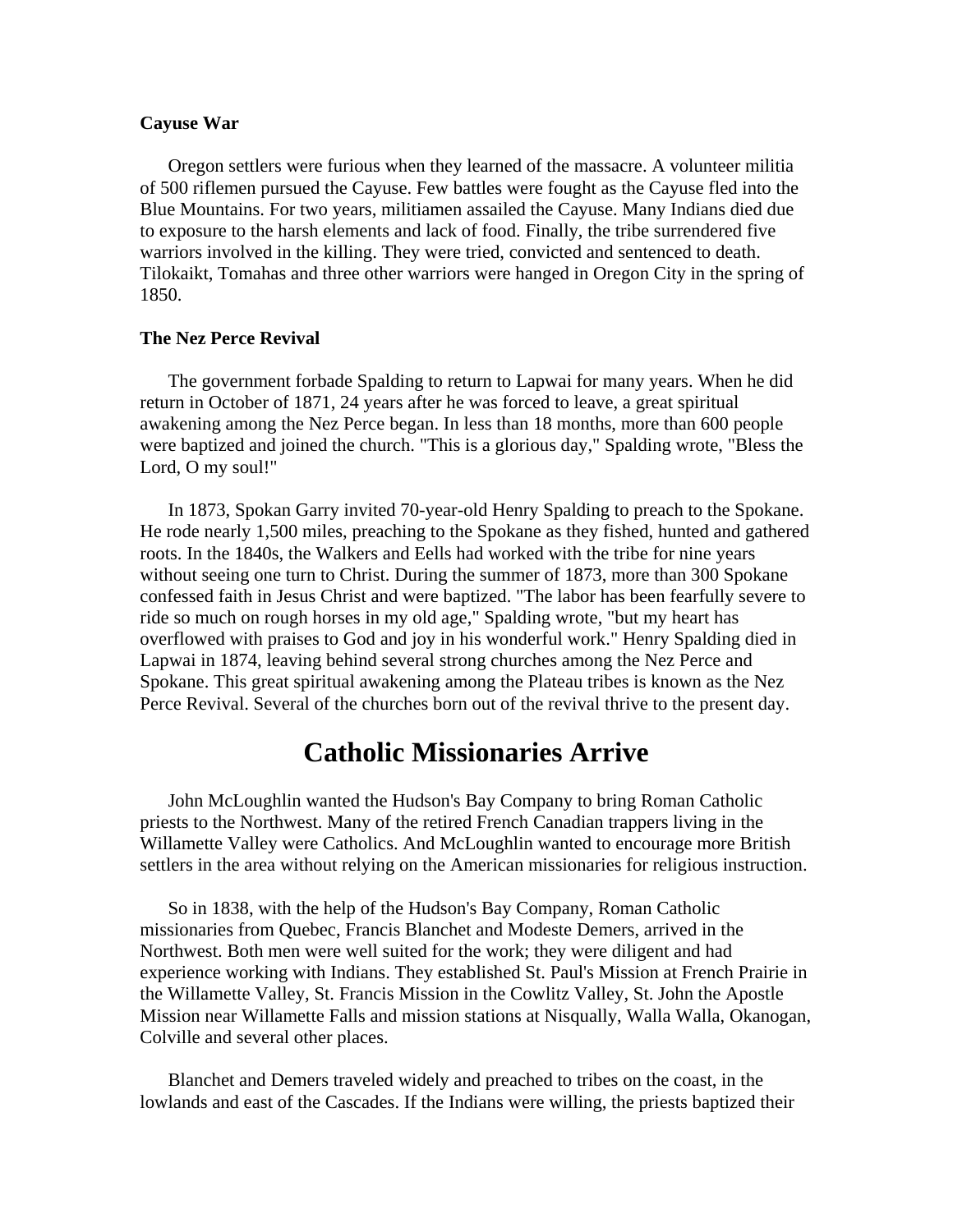### Cayuse War

Oregon settlers were furious when they learned of the massacre. A volunteer militia of 500 riflemen pursued the Cayuse. Few battles were fought as the Cayuse fled into the Blue Mountains. For two years, militiamen assailed the Cayuse. Many Indians died due to exposure to the harsh elements and lack of food. Finally, the tribe surrendered five warriors involved in the killing. They were tried, convicted and sentenced to death. Tilokaikt, Tomahas and three other warriors were hanged in Oregon City in the spring of 1850.

### The Nez Perce Revival

The government forbade Spalding to return to Lapwai for many years. When he did return in October of 1871, 24 years after he was forced to leave, a great spiritual awakening among the Nez Perce began. In less than 18 months, more than 600 people were baptized and joined the church. "This is a glorious day," Spalding wrote, "Bless the Lord, O my soul!"

In 1873, Spokan Garry invited 70-year-old Henry Spalding to preach to the Spokane. He rode nearly 1,500 miles, preaching to the Spokane as they fished, hunted and gathered roots. In the 1840s, the Walkers and Eells had worked with the tribe for nine years without seeing one turn to Christ. During the summer of 1873, more than 300 Spokane confessed faith in Jesus Christ and were baptized. "The labor has been fearfully severe to ride so much on rough horses in my old age," Spalding wrote, "but my heart has overflowed with praises to God and joy in his wonderful work." Henry Spalding died in Lapwai in 1874, leaving behind several strong churches among the Nez Perce and Spokane. This great spiritual awakening among the Plateau tribes is known as the Nez Perce Revival. Several of the churches born out of the revival thrive to the present day.

## Catholic Missionaries Arrive

John McLoughlin wanted the Hudson's Bay Company to bring Roman Catholic priests to the Northwest. Many of the retired French Canadian trappers living in the Willamette Valley were Catholics. And McLoughlin wanted to encourage more British settlers in the area without relying on the American missionaries for religious instruction.

So in 1838, with the help of the Hudson's Bay Company, Roman Catholic missionaries from Quebec, Francis Blanchet and Modeste Demers, arrived in the Northwest. Both men were well suited for the work; they were diligent and had experience working with Indians. They established St. Paul's Mission at French Prairie in the Willamette Valley, St. Francis Mission in the Cowlitz Valley, St. John the Apostle Mission near Willamette Falls and mission stations at Nisqually, Walla Walla, Okanogan, Colville and several other places.

Blanchet and Demers traveled widely and preached to tribes on the coast, in the lowlands and east of the Cascades. If the Indians were willing, the priests baptized their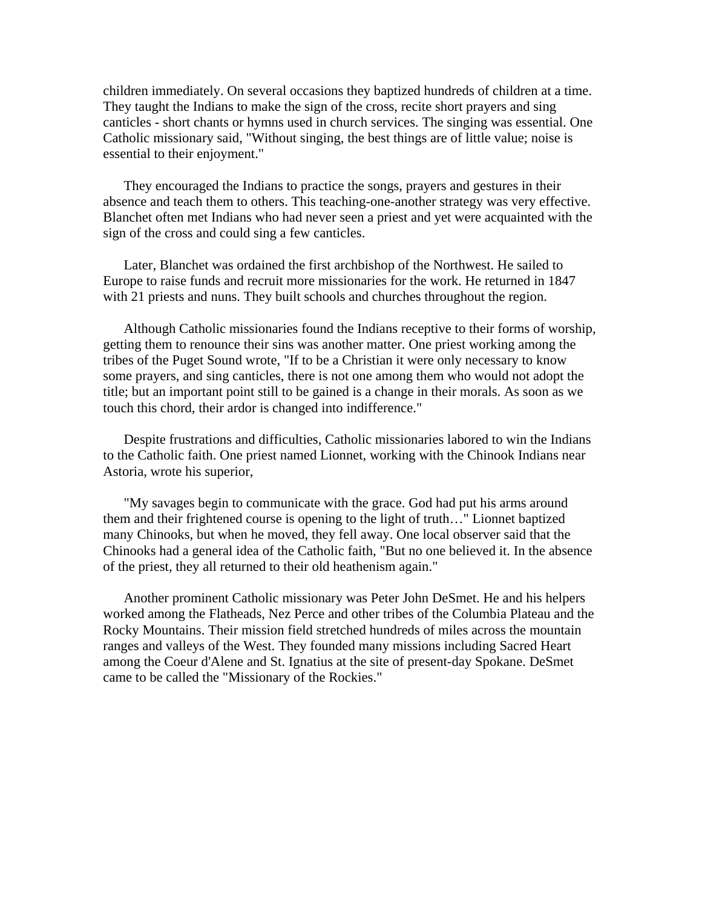children immediately. On several occasions they baptized hundreds of children at a time. They taught the Indians to make the sign of the cross, recite short prayers and sing canticles - short chants or hymns used in church services. The singing was essential. One Catholic missionary said, "Without singing, the best things are of little value; noise is essential to their enjoyment."

They encouraged the Indians to practice the songs, prayers and gestures in their absence and teach them to others. This teaching-one-another strategy was very effective. Blanchet often met Indians who had never seen a priest and yet were acquainted with the sign of the cross and could sing a few canticles.

Later, Blanchet was ordained the first archbishop of the Northwest. He sailed to Europe to raise funds and recruit more missionaries for the work. He returned in 1847 with 21 priests and nuns. They built schools and churches throughout the region.

Although Catholic missionaries found the Indians receptive to their forms of worship, getting them to renounce their sins was another matter. One priest working among the tribes of the Puget Sound wrote, "If to be a Christian it were only necessary to know some prayers, and sing canticles, there is not one among them who would not adopt the title; but an important point still to be gained is a change in their morals. As soon as we touch this chord, their ardor is changed into indifference."

Despite frustrations and difficulties, Catholic missionaries labored to win the Indians to the Catholic faith. One priest named Lionnet, working with the Chinook Indians near Astoria, wrote his superior,

"My savages begin to communicate with the grace. God had put his arms around them and their frightened course is opening to the light of truth…" Lionnet baptized many Chinooks, but when he moved, they fell away. One local observer said that the Chinooks had a general idea of the Catholic faith, "But no one believed it. In the absence of the priest, they all returned to their old heathenism again."

Another prominent Catholic missionary was Peter John DeSmet. He and his helpers worked among the Flatheads, Nez Perce and other tribes of the Columbia Plateau and the Rocky Mountains. Their mission field stretched hundreds of miles across the mountain ranges and valleys of the West. They founded many missions including Sacred Heart among the Coeur d'Alene and St. Ignatius at the site of present-day Spokane. DeSmet came to be called the "Missionary of the Rockies."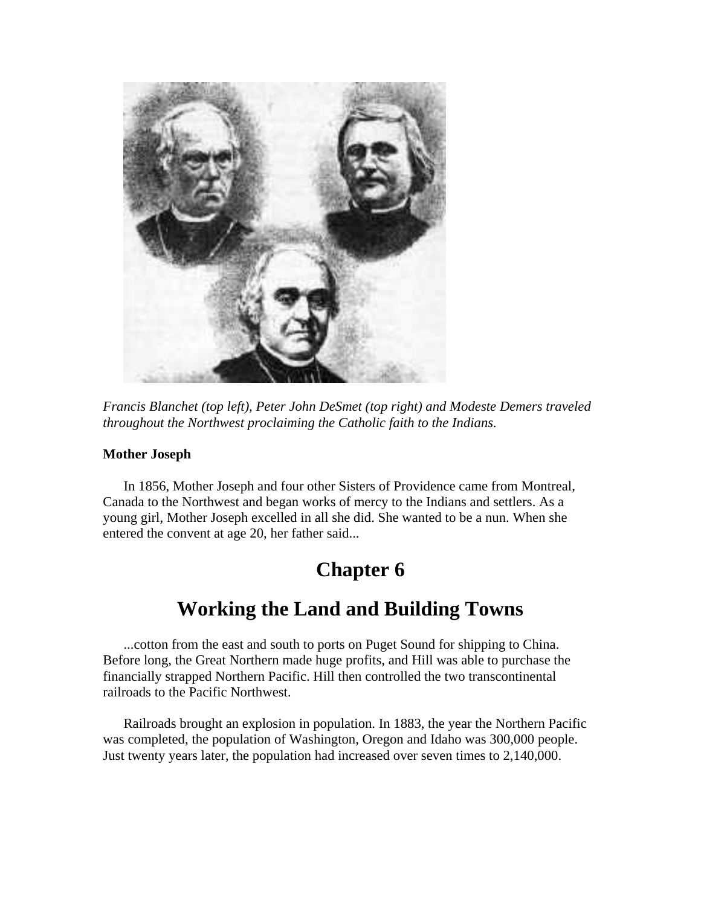*Francis Blanchet (top left), Peter John DeSmet (top right) and Modeste Demers traveled throughout the Northwest proclaiming the Catholic faith to the Indians.*

**Mother Joseph**

In 1856, Mother Joseph and four other Sisters of Providence came from Montreal, Canada to the Northwest and began works of mercy to the Indians and settlers. As a young girl, Mother Joseph excelled in all she did. She wanted to be a nun. When she entered the convent at age 20, her father said...

# Chapter 6

# Working the Land and Building Towns

...cotton from the east and south to ports on Puget Sound for shipping to China. Before long, the Great Northern made huge profits, and Hill was able to purchase the financially strapped Northern Pacific. Hill then controlled the two transcontinental railroads to the Pacific Northwest.

Railroads brought an explosion in population. In 1883, the year the Northern Pacific was completed, the population of Washington, Oregon and Idaho was 300,000 people. Just twenty years later, the population had increased over seven times to 2,140,000.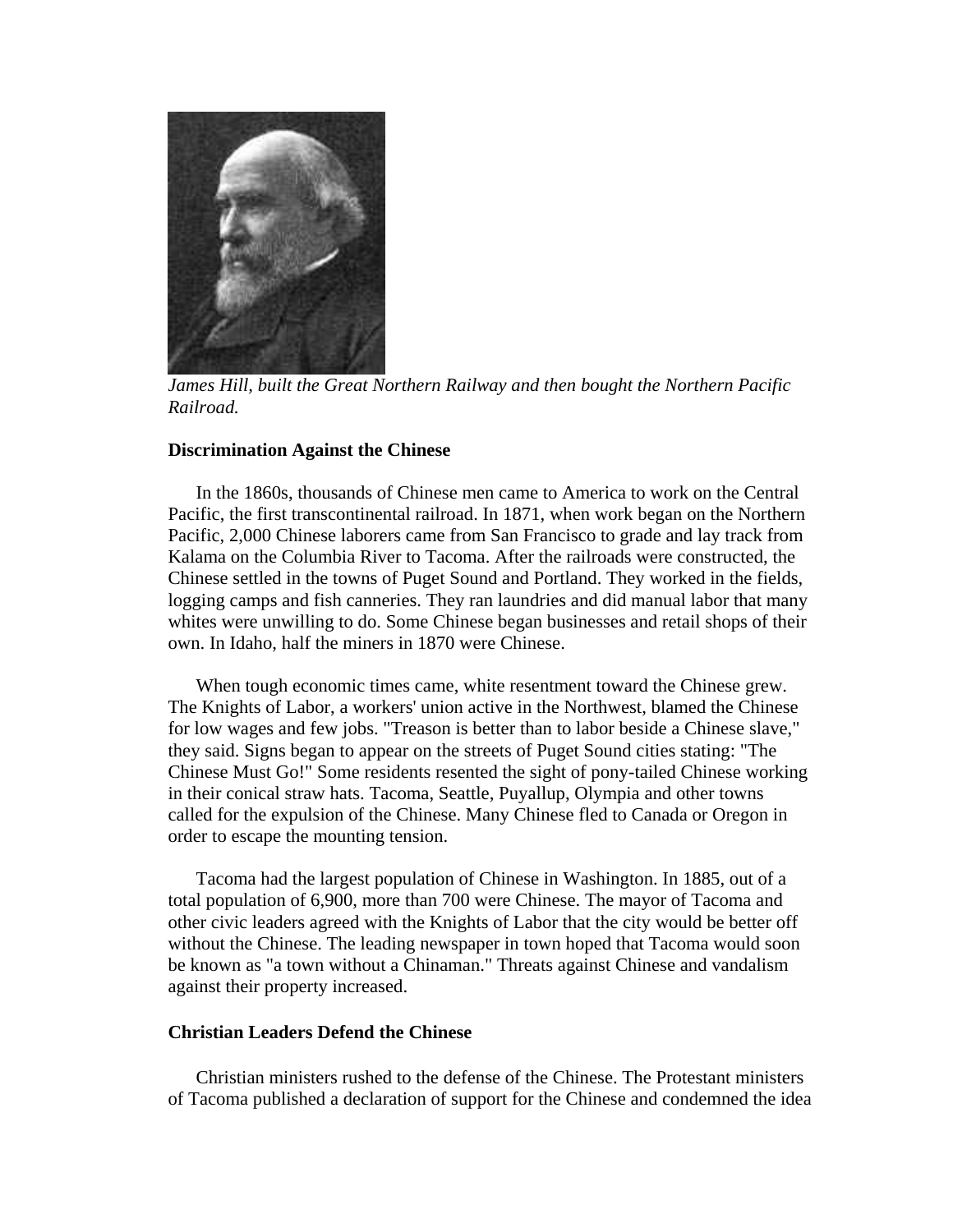*James Hill, built the Great Northern Railway and then bought the Northern Pacific Railroad.*

**Discrimination Against the Chinese**

In the 1860s, thousands of Chinese men came to America to work on the Central Pacific, the first transcontinental railroad. In 1871, when work began on the Northern Pacific, 2,000 Chinese laborers came from San Francisco to grade and lay track from Kalama on the Columbia River to Tacoma. After the railroads were constructed, the Chinese settled in the towns of Puget Sound and Portland. They worked in the fields, logging camps and fish canneries. They ran laundries and did manual labor that many whites were unwilling to do. Some Chinese began businesses and retail shops of their own. In Idaho, half the miners in 1870 were Chinese.

When tough economic times came, white resentment toward the Chinese grew. The Knights of Labor, a workers' union active in the Northwest, blamed the Chinese for low wages and few jobs. "Treason is better than to labor beside a Chinese slave," they said. Signs began to appear on the streets of Puget Sound cities stating: "The Chinese Must Go!" Some residents resented the sight of pony-tailed Chinese working in their conical straw hats. Tacoma, Seattle, Puyallup, Olympia and other towns called for the expulsion of the Chinese. Many Chinese fled to Canada or Oregon in order to escape the mounting tension.

Tacoma had the largest population of Chinese in Washington. In 1885, out of a total population of 6,900, more than 700 were Chinese. The mayor of Tacoma and other civic leaders agreed with the Knights of Labor that the city would be better off without the Chinese. The leading newspaper in town hoped that Tacoma would soon be known as "a town without a Chinaman." Threats against Chinese and vandalism against their property increased.

**Christian Leaders Defend the Chinese**

Christian ministers rushed to the defense of the Chinese. The Protestant ministers of Tacoma published a declaration of support for the Chinese and condemned the idea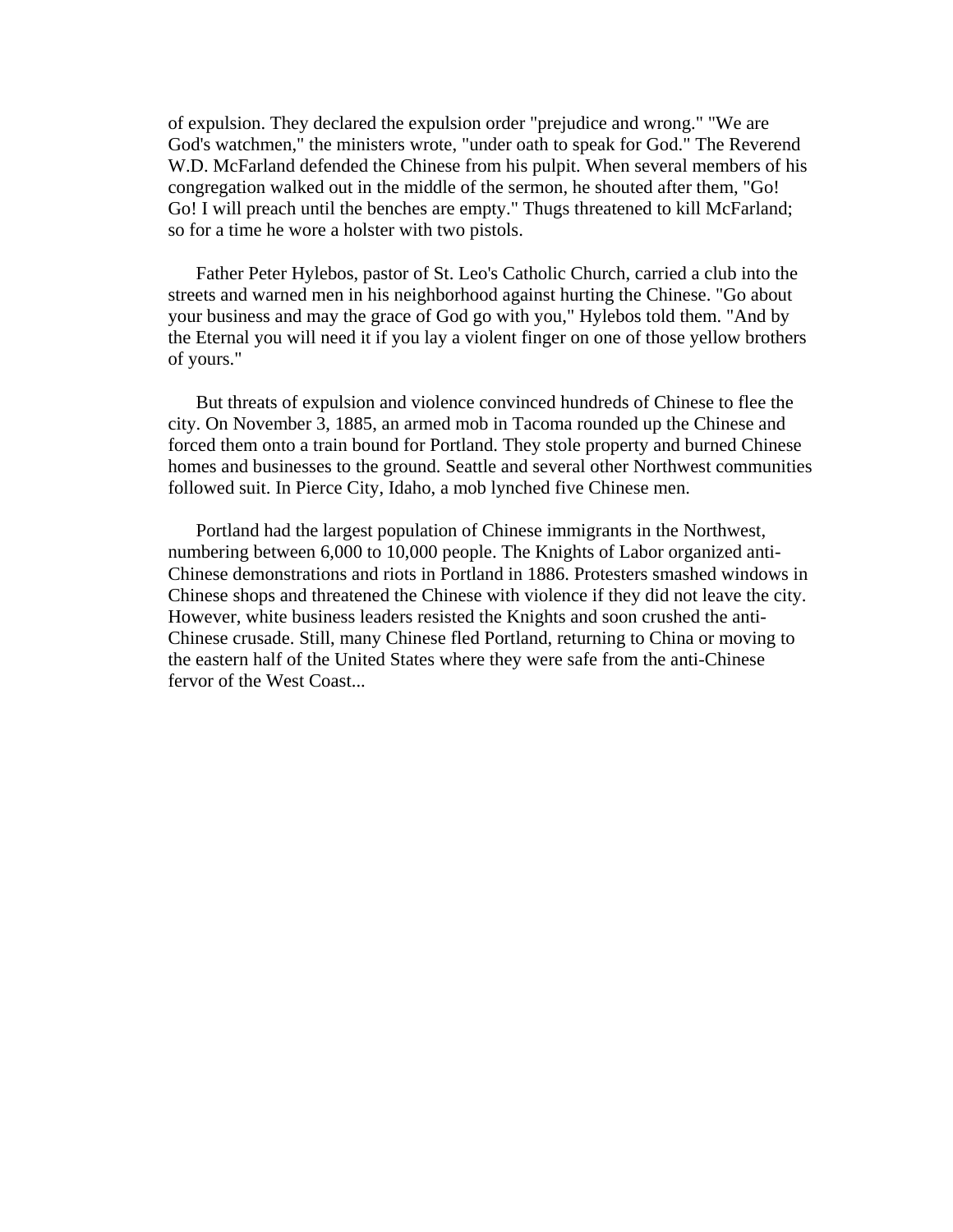of expulsion. They declared the expulsion order "prejudice and wrong." "We are God's watchmen," the ministers wrote, "under oath to speak for God." The Reverend W.D. McFarland defended the Chinese from his pulpit. When several members of his congregation walked out in the middle of the sermon, he shouted after them, "Go! Go! I will preach until the benches are empty." Thugs threatened to kill McFarland; so for a time he wore a holster with two pistols.

Father Peter Hylebos, pastor of St. Leo's Catholic Church, carried a club into the streets and warned men in his neighborhood against hurting the Chinese. "Go about your business and may the grace of God go with you," Hylebos told them. "And by the Eternal you will need it if you lay a violent finger on one of those yellow brothers of yours."

But threats of expulsion and violence convinced hundreds of Chinese to flee the city. On November 3, 1885, an armed mob in Tacoma rounded up the Chinese and forced them onto a train bound for Portland. They stole property and burned Chinese homes and businesses to the ground. Seattle and several other Northwest communities followed suit. In Pierce City, Idaho, a mob lynched five Chinese men.

Portland had the largest population of Chinese immigrants in the Northwest, numbering between 6,000 to 10,000 people. The Knights of Labor organized anti-Chinese demonstrations and riots in Portland in 1886. Protesters smashed windows in Chinese shops and threatened the Chinese with violence if they did not leave the city. However, white business leaders resisted the Knights and soon crushed the anti-Chinese crusade. Still, many Chinese fled Portland, returning to China or moving to the eastern half of the United States where they were safe from the anti-Chinese fervor of the West Coast...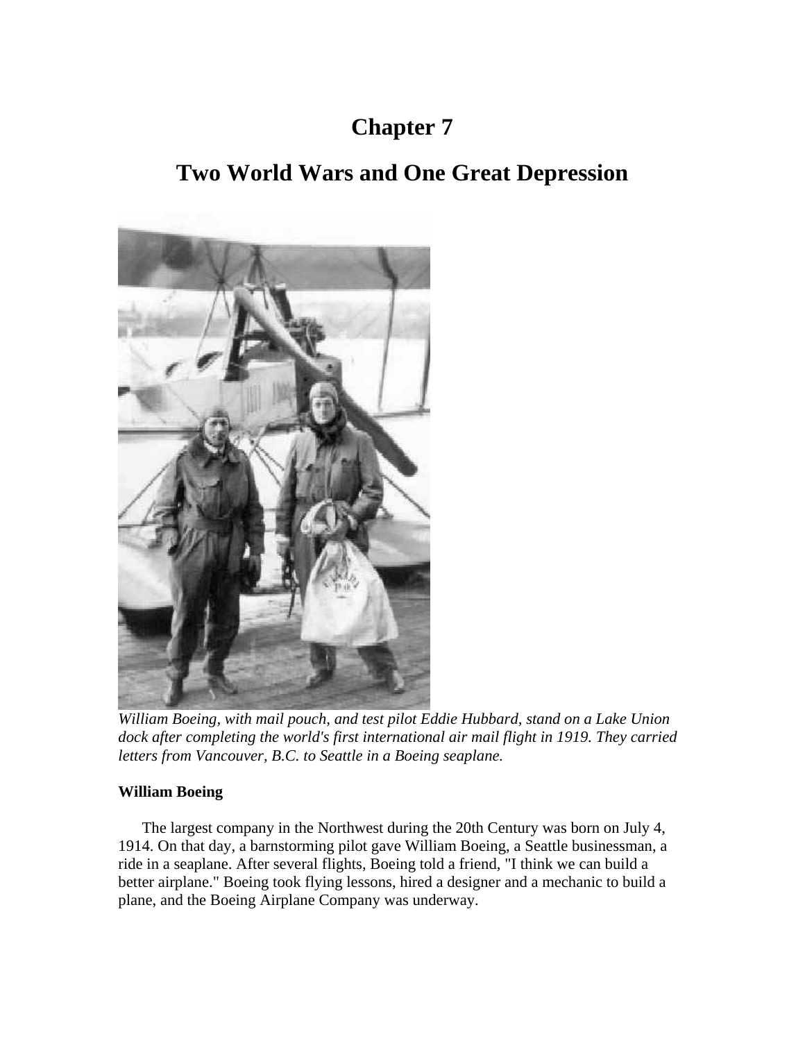# Chapter 7

## Two World Wars and One Great Depression

*William Boeing, with mail pouch, and test pilot Eddie Hubbard, stand on a Lake Union dock after completing the world's first international air mail flight in 1919. They carried letters from Vancouver, B.C. to Seattle in a Boeing seaplane.*

**William Boeing**

The largest company in the Northwest during the 20th Century was born on July 4, 1914. On that day, a barnstorming pilot gave William Boeing, a Seattle businessman, a ride in a seaplane. After several flights, Boeing told a friend, "I think we can build a better airplane." Boeing took flying lessons, hired a designer and a mechanic to build a plane, and the Boeing Airplane Company was underway.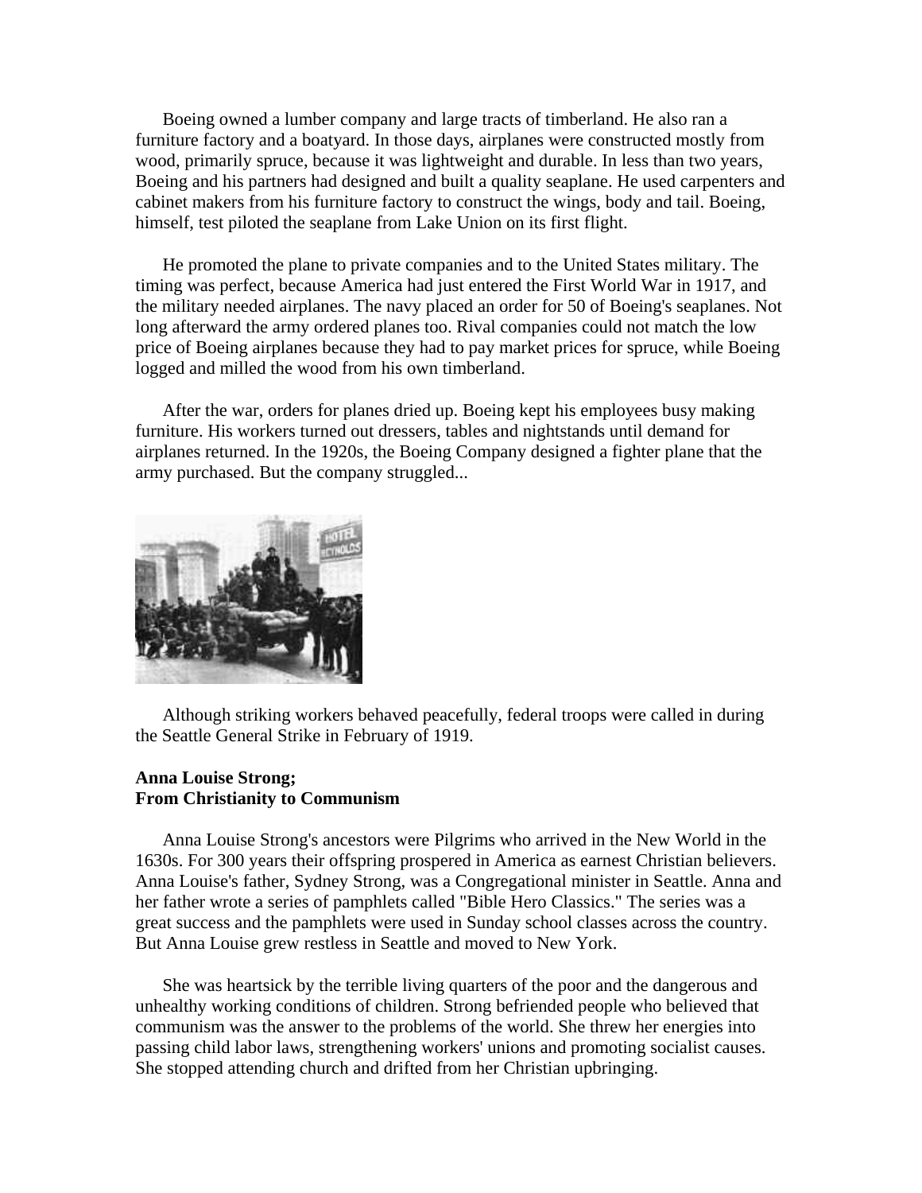Boeing owned a lumber company and large tracts of timberland. He also ran a furniture factory and a boatyard. In those days, airplanes were constructed mostly from wood, primarily spruce, because it was lightweight and durable. In less than two years, Boeing and his partners had designed and built a quality seaplane. He used carpenters and cabinet makers from his furniture factory to construct the wings, body and tail. Boeing, himself, test piloted the seaplane from Lake Union on its first flight.

He promoted the plane to private companies and to the United States military. The timing was perfect, because America had just entered the First World War in 1917, and the military needed airplanes. The navy placed an order for 50 of Boeing's seaplanes. Not long afterward the army ordered planes too. Rival companies could not match the low price of Boeing airplanes because they had to pay market prices for spruce, while Boeing logged and milled the wood from his own timberland.

After the war, orders for planes dried up. Boeing kept his employees busy making furniture. His workers turned out dressers, tables and nightstands until demand for airplanes returned. In the 1920s, the Boeing Company designed a fighter plane that the army purchased. But the company struggled...

Although striking workers behaved peacefully, federal troops were called in during the Seattle General Strike in February of 1919.

**Anna Louise Strong;**
**From Christianity to Communism**

Anna Louise Strong's ancestors were Pilgrims who arrived in the New World in the 1630s. For 300 years their offspring prospered in America as earnest Christian believers. Anna Louise's father, Sydney Strong, was a Congregational minister in Seattle. Anna and her father wrote a series of pamphlets called "Bible Hero Classics." The series was a great success and the pamphlets were used in Sunday school classes across the country. But Anna Louise grew restless in Seattle and moved to New York.

She was heartsick by the terrible living quarters of the poor and the dangerous and unhealthy working conditions of children. Strong befriended people who believed that communism was the answer to the problems of the world. She threw her energies into passing child labor laws, strengthening workers' unions and promoting socialist causes. She stopped attending church and drifted from her Christian upbringing.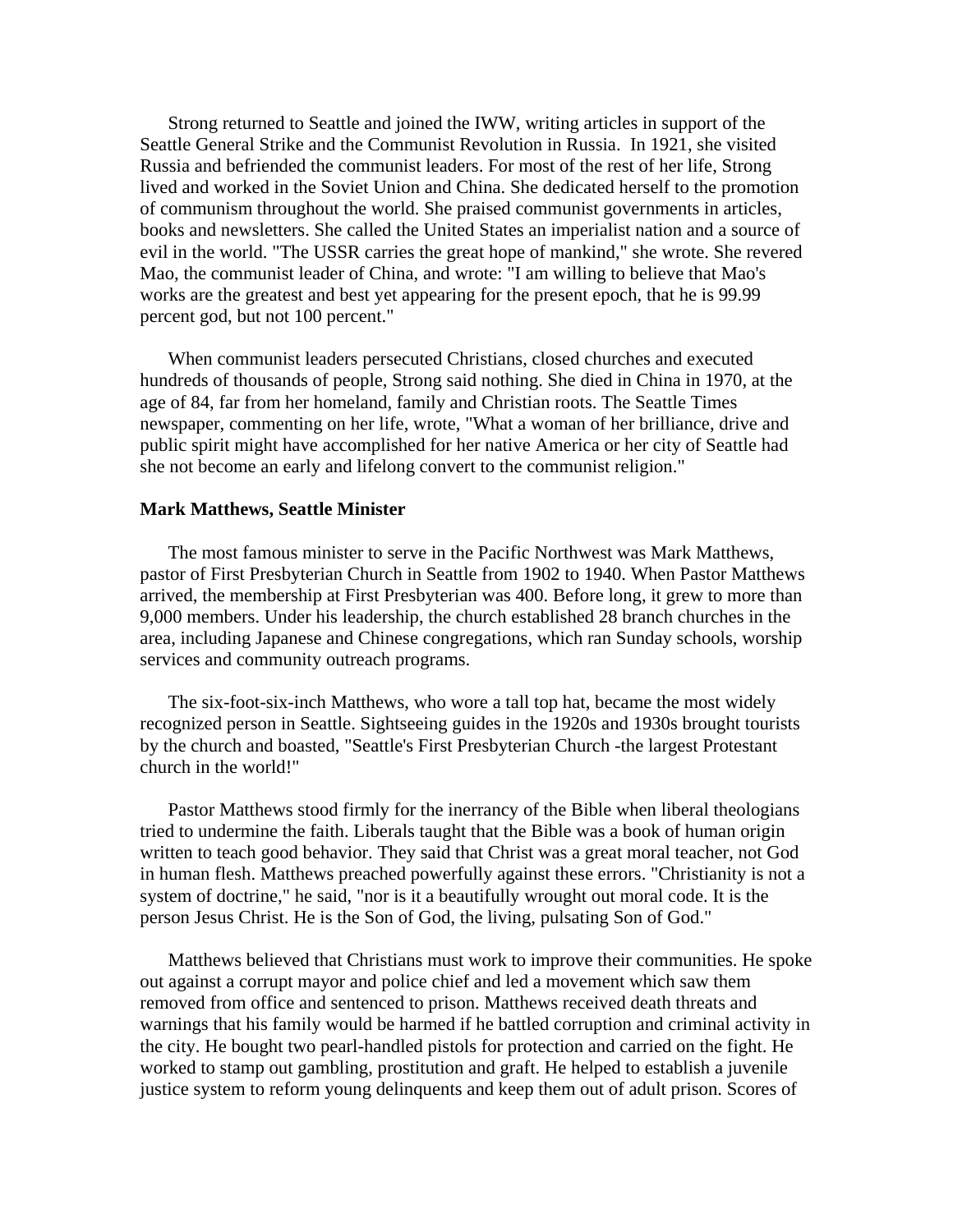Strong returned to Seattle and joined the IWW, writing articles in support of the Seattle General Strike and the Communist Revolution in Russia. In 1921, she visited Russia and befriended the communist leaders. For most of the rest of her life, Strong lived and worked in the Soviet Union and China. She dedicated herself to the promotion of communism throughout the world. She praised communist governments in articles, books and newsletters. She called the United States an imperialist nation and a source of evil in the world. "The USSR carries the great hope of mankind," she wrote. She revered Mao, the communist leader of China, and wrote: "I am willing to believe that Mao's works are the greatest and best yet appearing for the present epoch, that he is 99.99 percent god, but not 100 percent."

When communist leaders persecuted Christians, closed churches and executed hundreds of thousands of people, Strong said nothing. She died in China in 1970, at the age of 84, far from her homeland, family and Christian roots. The Seattle Times newspaper, commenting on her life, wrote, "What a woman of her brilliance, drive and public spirit might have accomplished for her native America or her city of Seattle had she not become an early and lifelong convert to the communist religion."

**Mark Matthews, Seattle Minister**

The most famous minister to serve in the Pacific Northwest was Mark Matthews, pastor of First Presbyterian Church in Seattle from 1902 to 1940. When Pastor Matthews arrived, the membership at First Presbyterian was 400. Before long, it grew to more than 9,000 members. Under his leadership, the church established 28 branch churches in the area, including Japanese and Chinese congregations, which ran Sunday schools, worship services and community outreach programs.

The six-foot-six-inch Matthews, who wore a tall top hat, became the most widely recognized person in Seattle. Sightseeing guides in the 1920s and 1930s brought tourists by the church and boasted, "Seattle's First Presbyterian Church -the largest Protestant church in the world!"

Pastor Matthews stood firmly for the inerrancy of the Bible when liberal theologians tried to undermine the faith. Liberals taught that the Bible was a book of human origin written to teach good behavior. They said that Christ was a great moral teacher, not God in human flesh. Matthews preached powerfully against these errors. "Christianity is not a system of doctrine," he said, "nor is it a beautifully wrought out moral code. It is the person Jesus Christ. He is the Son of God, the living, pulsating Son of God."

Matthews believed that Christians must work to improve their communities. He spoke out against a corrupt mayor and police chief and led a movement which saw them removed from office and sentenced to prison. Matthews received death threats and warnings that his family would be harmed if he battled corruption and criminal activity in the city. He bought two pearl-handled pistols for protection and carried on the fight. He worked to stamp out gambling, prostitution and graft. He helped to establish a juvenile justice system to reform young delinquents and keep them out of adult prison. Scores of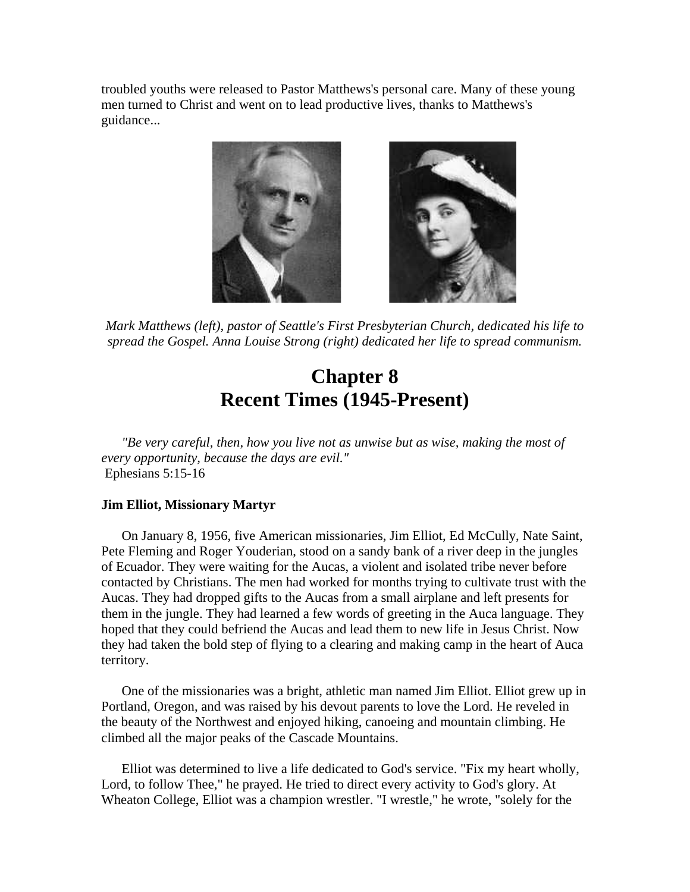troubled youths were released to Pastor Matthews's personal care. Many of these young men turned to Christ and went on to lead productive lives, thanks to Matthews's guidance...

*Mark Matthews (left), pastor of Seattle's First Presbyterian Church, dedicated his life to spread the Gospel. Anna Louise Strong (right) dedicated her life to spread communism.*

# Chapter 8
# Recent Times (1945-Present)

*"Be very careful, then, how you live not as unwise but as wise, making the most of every opportunity, because the days are evil."*
Ephesians 5:15-16

**Jim Elliot, Missionary Martyr**

On January 8, 1956, five American missionaries, Jim Elliot, Ed McCully, Nate Saint, Pete Fleming and Roger Youderian, stood on a sandy bank of a river deep in the jungles of Ecuador. They were waiting for the Aucas, a violent and isolated tribe never before contacted by Christians. The men had worked for months trying to cultivate trust with the Aucas. They had dropped gifts to the Aucas from a small airplane and left presents for them in the jungle. They had learned a few words of greeting in the Auca language. They hoped that they could befriend the Aucas and lead them to new life in Jesus Christ. Now they had taken the bold step of flying to a clearing and making camp in the heart of Auca territory.

One of the missionaries was a bright, athletic man named Jim Elliot. Elliot grew up in Portland, Oregon, and was raised by his devout parents to love the Lord. He reveled in the beauty of the Northwest and enjoyed hiking, canoeing and mountain climbing. He climbed all the major peaks of the Cascade Mountains.

Elliot was determined to live a life dedicated to God's service. "Fix my heart wholly, Lord, to follow Thee," he prayed. He tried to direct every activity to God's glory. At Wheaton College, Elliot was a champion wrestler. "I wrestle," he wrote, "solely for the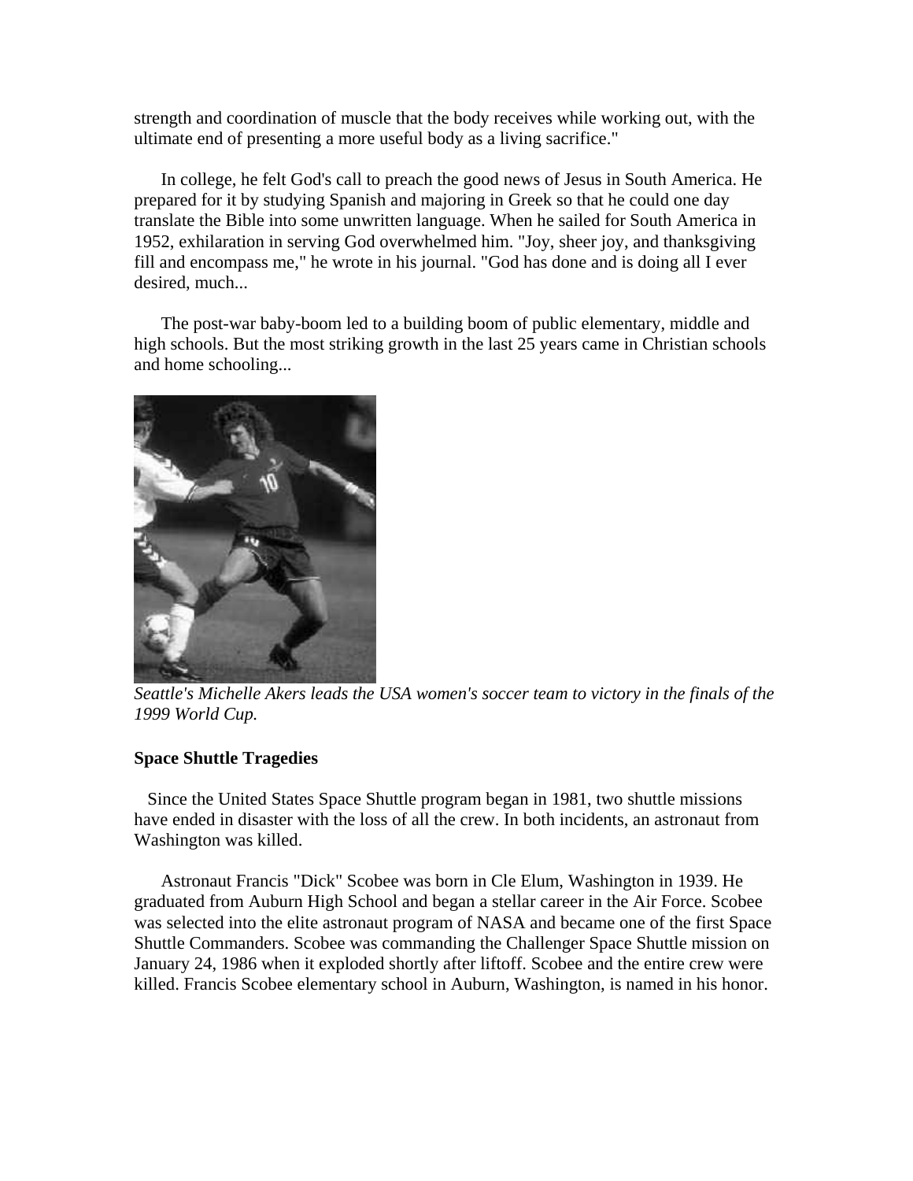strength and coordination of muscle that the body receives while working out, with the ultimate end of presenting a more useful body as a living sacrifice."

In college, he felt God's call to preach the good news of Jesus in South America. He prepared for it by studying Spanish and majoring in Greek so that he could one day translate the Bible into some unwritten language. When he sailed for South America in 1952, exhilaration in serving God overwhelmed him. "Joy, sheer joy, and thanksgiving fill and encompass me," he wrote in his journal. "God has done and is doing all I ever desired, much...

The post-war baby-boom led to a building boom of public elementary, middle and high schools. But the most striking growth in the last 25 years came in Christian schools and home schooling...

*Seattle's Michelle Akers leads the USA women's soccer team to victory in the finals of the 1999 World Cup.*

**Space Shuttle Tragedies**

Since the United States Space Shuttle program began in 1981, two shuttle missions have ended in disaster with the loss of all the crew. In both incidents, an astronaut from Washington was killed.

Astronaut Francis "Dick" Scobee was born in Cle Elum, Washington in 1939. He graduated from Auburn High School and began a stellar career in the Air Force. Scobee was selected into the elite astronaut program of NASA and became one of the first Space Shuttle Commanders. Scobee was commanding the Challenger Space Shuttle mission on January 24, 1986 when it exploded shortly after liftoff. Scobee and the entire crew were killed. Francis Scobee elementary school in Auburn, Washington, is named in his honor.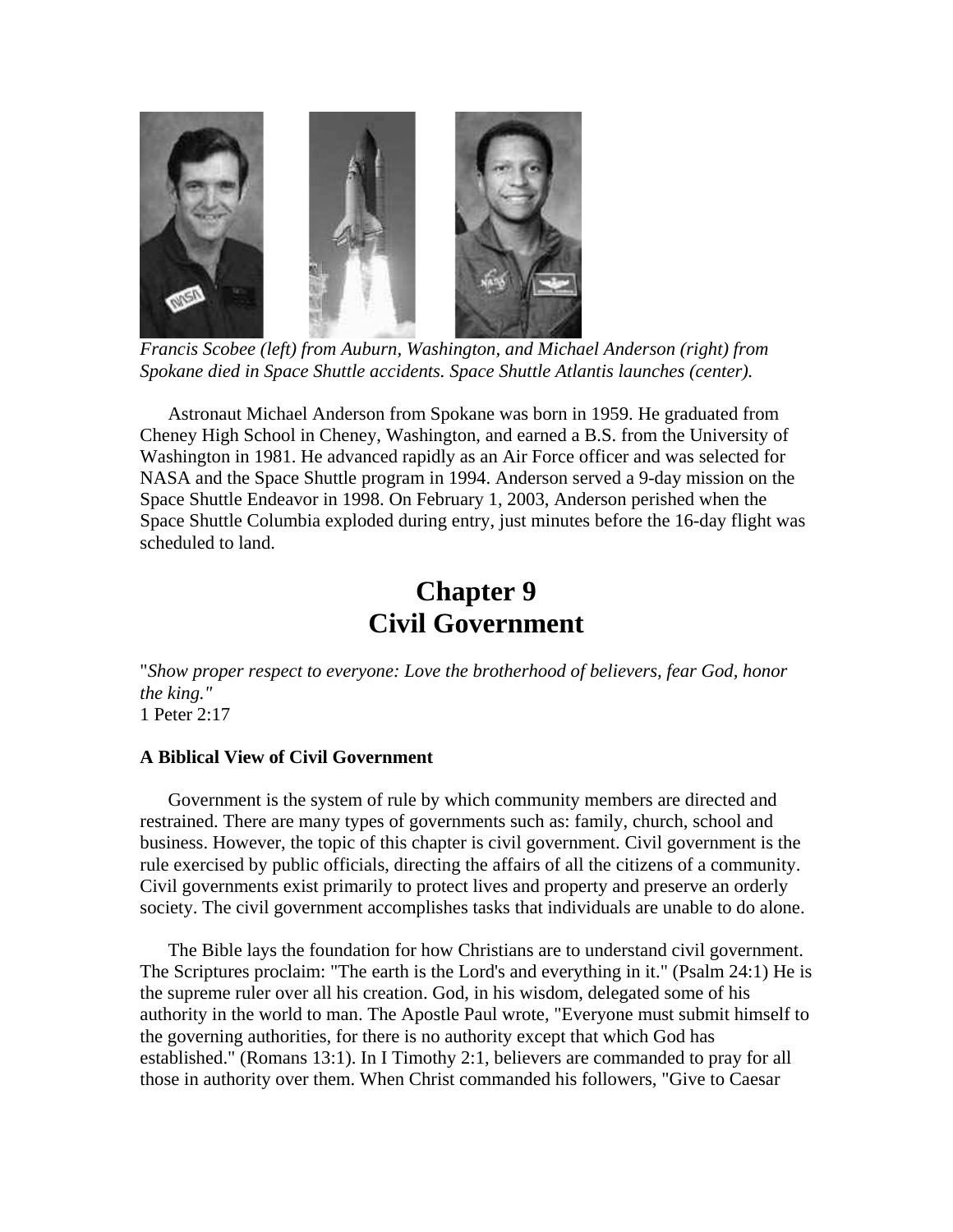*Francis Scobee (left) from Auburn, Washington, and Michael Anderson (right) from Spokane died in Space Shuttle accidents. Space Shuttle Atlantis launches (center).*

Astronaut Michael Anderson from Spokane was born in 1959. He graduated from Cheney High School in Cheney, Washington, and earned a B.S. from the University of Washington in 1981. He advanced rapidly as an Air Force officer and was selected for NASA and the Space Shuttle program in 1994. Anderson served a 9-day mission on the Space Shuttle Endeavor in 1998. On February 1, 2003, Anderson perished when the Space Shuttle Columbia exploded during entry, just minutes before the 16-day flight was scheduled to land.

# Chapter 9
# Civil Government

"*Show proper respect to everyone: Love the brotherhood of believers, fear God, honor the king.*"
1 Peter 2:17

### A Biblical View of Civil Government

Government is the system of rule by which community members are directed and restrained. There are many types of governments such as: family, church, school and business. However, the topic of this chapter is civil government. Civil government is the rule exercised by public officials, directing the affairs of all the citizens of a community. Civil governments exist primarily to protect lives and property and preserve an orderly society. The civil government accomplishes tasks that individuals are unable to do alone.

The Bible lays the foundation for how Christians are to understand civil government. The Scriptures proclaim: "The earth is the Lord's and everything in it." (Psalm 24:1) He is the supreme ruler over all his creation. God, in his wisdom, delegated some of his authority in the world to man. The Apostle Paul wrote, "Everyone must submit himself to the governing authorities, for there is no authority except that which God has established." (Romans 13:1). In I Timothy 2:1, believers are commanded to pray for all those in authority over them. When Christ commanded his followers, "Give to Caesar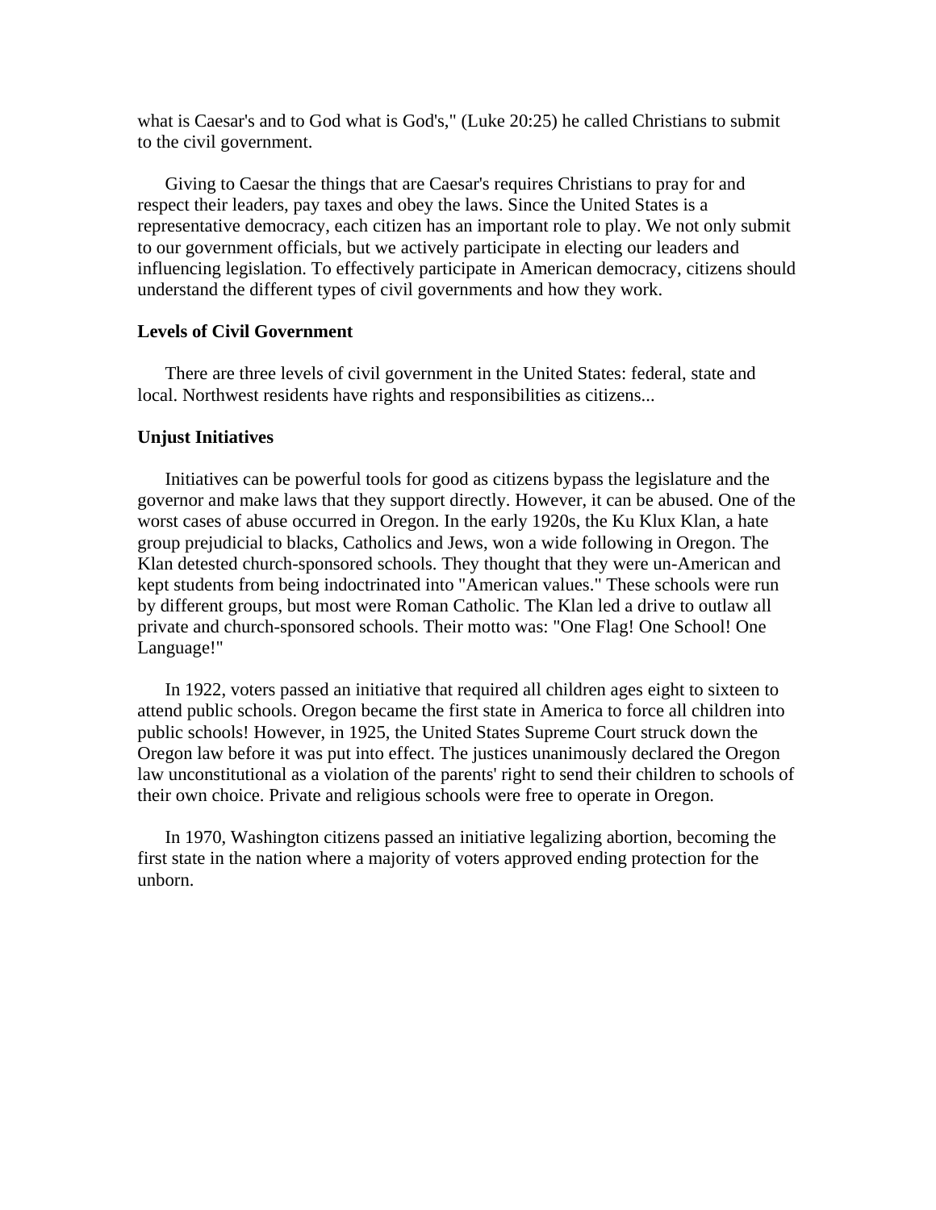what is Caesar's and to God what is God's," (Luke 20:25) he called Christians to submit to the civil government.

Giving to Caesar the things that are Caesar's requires Christians to pray for and respect their leaders, pay taxes and obey the laws. Since the United States is a representative democracy, each citizen has an important role to play. We not only submit to our government officials, but we actively participate in electing our leaders and influencing legislation. To effectively participate in American democracy, citizens should understand the different types of civil governments and how they work.

**Levels of Civil Government**

There are three levels of civil government in the United States: federal, state and local. Northwest residents have rights and responsibilities as citizens...

**Unjust Initiatives**

Initiatives can be powerful tools for good as citizens bypass the legislature and the governor and make laws that they support directly. However, it can be abused. One of the worst cases of abuse occurred in Oregon. In the early 1920s, the Ku Klux Klan, a hate group prejudicial to blacks, Catholics and Jews, won a wide following in Oregon. The Klan detested church-sponsored schools. They thought that they were un-American and kept students from being indoctrinated into "American values." These schools were run by different groups, but most were Roman Catholic. The Klan led a drive to outlaw all private and church-sponsored schools. Their motto was: "One Flag! One School! One Language!"

In 1922, voters passed an initiative that required all children ages eight to sixteen to attend public schools. Oregon became the first state in America to force all children into public schools! However, in 1925, the United States Supreme Court struck down the Oregon law before it was put into effect. The justices unanimously declared the Oregon law unconstitutional as a violation of the parents' right to send their children to schools of their own choice. Private and religious schools were free to operate in Oregon.

In 1970, Washington citizens passed an initiative legalizing abortion, becoming the first state in the nation where a majority of voters approved ending protection for the unborn.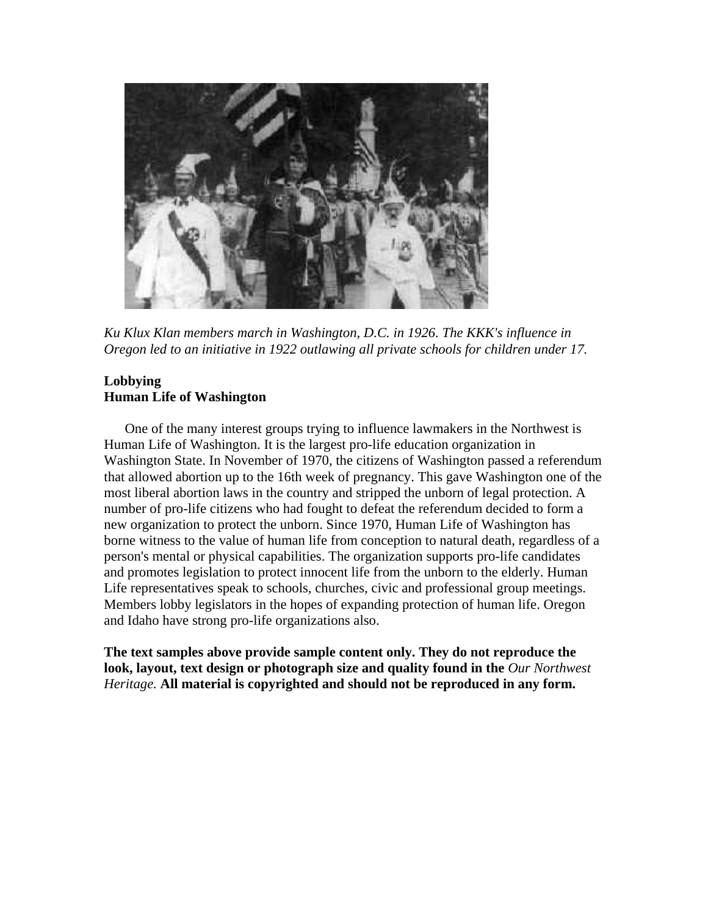*Ku Klux Klan members march in Washington, D.C. in 1926. The KKK's influence in Oregon led to an initiative in 1922 outlawing all private schools for children under 17.*

**Lobbying**
**Human Life of Washington**

One of the many interest groups trying to influence lawmakers in the Northwest is Human Life of Washington. It is the largest pro-life education organization in Washington State. In November of 1970, the citizens of Washington passed a referendum that allowed abortion up to the 16th week of pregnancy. This gave Washington one of the most liberal abortion laws in the country and stripped the unborn of legal protection. A number of pro-life citizens who had fought to defeat the referendum decided to form a new organization to protect the unborn. Since 1970, Human Life of Washington has borne witness to the value of human life from conception to natural death, regardless of a person's mental or physical capabilities. The organization supports pro-life candidates and promotes legislation to protect innocent life from the unborn to the elderly. Human Life representatives speak to schools, churches, civic and professional group meetings. Members lobby legislators in the hopes of expanding protection of human life. Oregon and Idaho have strong pro-life organizations also.

**The text samples above provide sample content only. They do not reproduce the look, layout, text design or photograph size and quality found in the** *Our Northwest Heritage.* **All material is copyrighted and should not be reproduced in any form.**